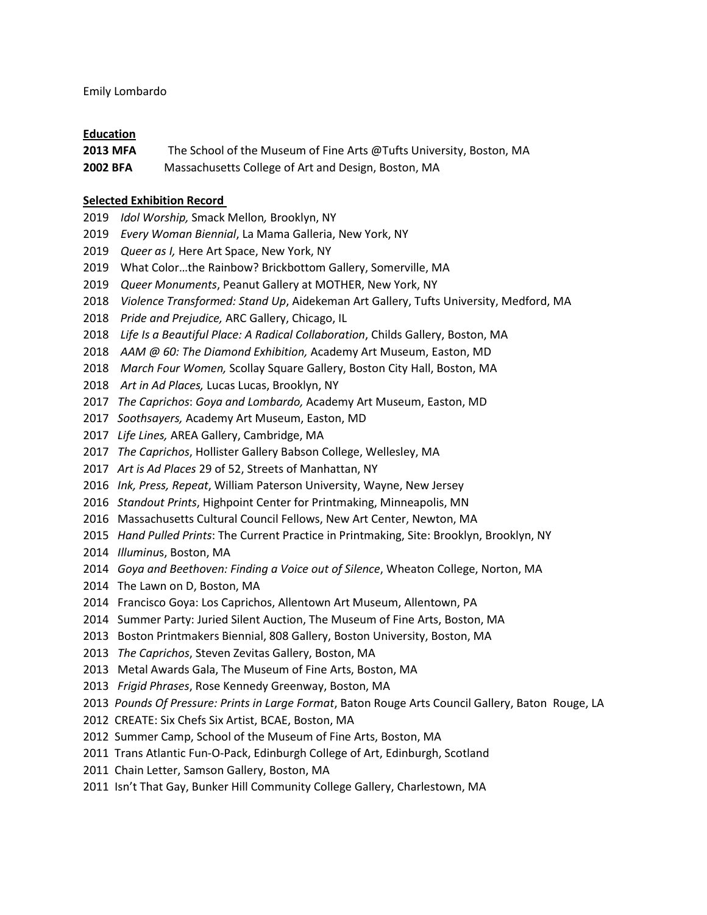Emily Lombardo

**Education**

**2013 MFA** The School of the Museum of Fine Arts @Tufts University, Boston, MA

**2002 BFA** Massachusetts College of Art and Design, Boston, MA

**Selected Exhibition Record**

2019 *Idol Worship,* Smack Mellon*,* Brooklyn, NY
2019 *Every Woman Biennial*, La Mama Galleria, New York, NY
2019 *Queer as I,* Here Art Space, New York, NY
2019 What Color…the Rainbow? Brickbottom Gallery, Somerville, MA
2019 *Queer Monuments*, Peanut Gallery at MOTHER, New York, NY
2018 *Violence Transformed: Stand Up*, Aidekeman Art Gallery, Tufts University, Medford, MA
2018 *Pride and Prejudice,* ARC Gallery, Chicago, IL
2018 *Life Is a Beautiful Place: A Radical Collaboration*, Childs Gallery, Boston, MA
2018 *AAM @ 60: The Diamond Exhibition,* Academy Art Museum, Easton, MD
2018 *March Four Women,* Scollay Square Gallery, Boston City Hall, Boston, MA
2018 *Art in Ad Places,* Lucas Lucas, Brooklyn, NY
2017 *The Caprichos*: *Goya and Lombardo,* Academy Art Museum, Easton, MD
2017 *Soothsayers,* Academy Art Museum, Easton, MD
2017 *Life Lines,* AREA Gallery, Cambridge, MA
2017 *The Caprichos*, Hollister Gallery Babson College, Wellesley, MA
2017 *Art is Ad Places* 29 of 52, Streets of Manhattan, NY
2016 *Ink, Press, Repeat*, William Paterson University, Wayne, New Jersey
2016 *Standout Prints*, Highpoint Center for Printmaking, Minneapolis, MN
2016 Massachusetts Cultural Council Fellows, New Art Center, Newton, MA
2015 *Hand Pulled Prints*: The Current Practice in Printmaking, Site: Brooklyn, Brooklyn, NY
2014 *Illuminus*, Boston, MA
2014 *Goya and Beethoven: Finding a Voice out of Silence*, Wheaton College, Norton, MA
2014 The Lawn on D, Boston, MA
2014 Francisco Goya: Los Caprichos, Allentown Art Museum, Allentown, PA
2014 Summer Party: Juried Silent Auction, The Museum of Fine Arts, Boston, MA
2013 Boston Printmakers Biennial, 808 Gallery, Boston University, Boston, MA
2013 *The Caprichos*, Steven Zevitas Gallery, Boston, MA
2013 Metal Awards Gala, The Museum of Fine Arts, Boston, MA
2013 *Frigid Phrases*, Rose Kennedy Greenway, Boston, MA
2013 *Pounds Of Pressure: Prints in Large Format*, Baton Rouge Arts Council Gallery, Baton Rouge, LA
2012 CREATE: Six Chefs Six Artist, BCAE, Boston, MA
2012 Summer Camp, School of the Museum of Fine Arts, Boston, MA
2011 Trans Atlantic Fun-O-Pack, Edinburgh College of Art, Edinburgh, Scotland
2011 Chain Letter, Samson Gallery, Boston, MA
2011 Isn't That Gay, Bunker Hill Community College Gallery, Charlestown, MA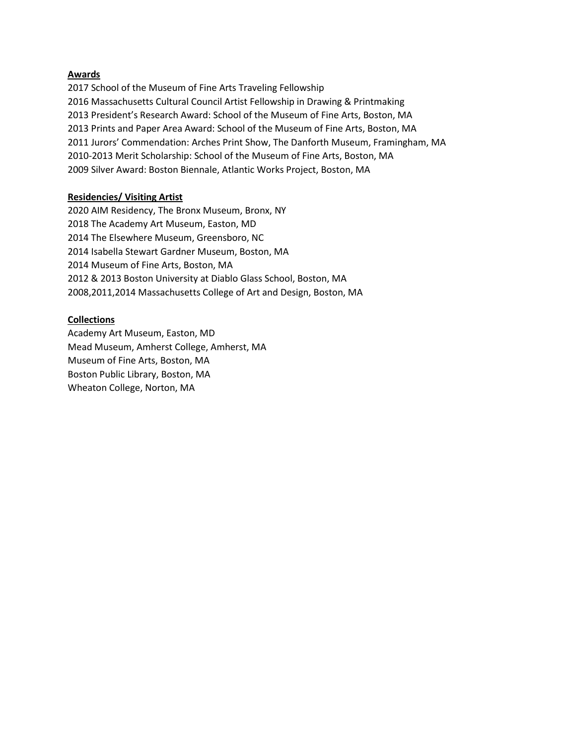**Awards**

2017 School of the Museum of Fine Arts Traveling Fellowship
2016 Massachusetts Cultural Council Artist Fellowship in Drawing & Printmaking
2013 President's Research Award: School of the Museum of Fine Arts, Boston, MA
2013 Prints and Paper Area Award: School of the Museum of Fine Arts, Boston, MA
2011 Jurors' Commendation: Arches Print Show, The Danforth Museum, Framingham, MA
2010-2013 Merit Scholarship: School of the Museum of Fine Arts, Boston, MA
2009 Silver Award: Boston Biennale, Atlantic Works Project, Boston, MA

**Residencies/ Visiting Artist**

2020 AIM Residency, The Bronx Museum, Bronx, NY
2018 The Academy Art Museum, Easton, MD
2014 The Elsewhere Museum, Greensboro, NC
2014 Isabella Stewart Gardner Museum, Boston, MA
2014 Museum of Fine Arts, Boston, MA
2012 & 2013 Boston University at Diablo Glass School, Boston, MA
2008,2011,2014 Massachusetts College of Art and Design, Boston, MA

**Collections**

Academy Art Museum, Easton, MD
Mead Museum, Amherst College, Amherst, MA
Museum of Fine Arts, Boston, MA
Boston Public Library, Boston, MA
Wheaton College, Norton, MA